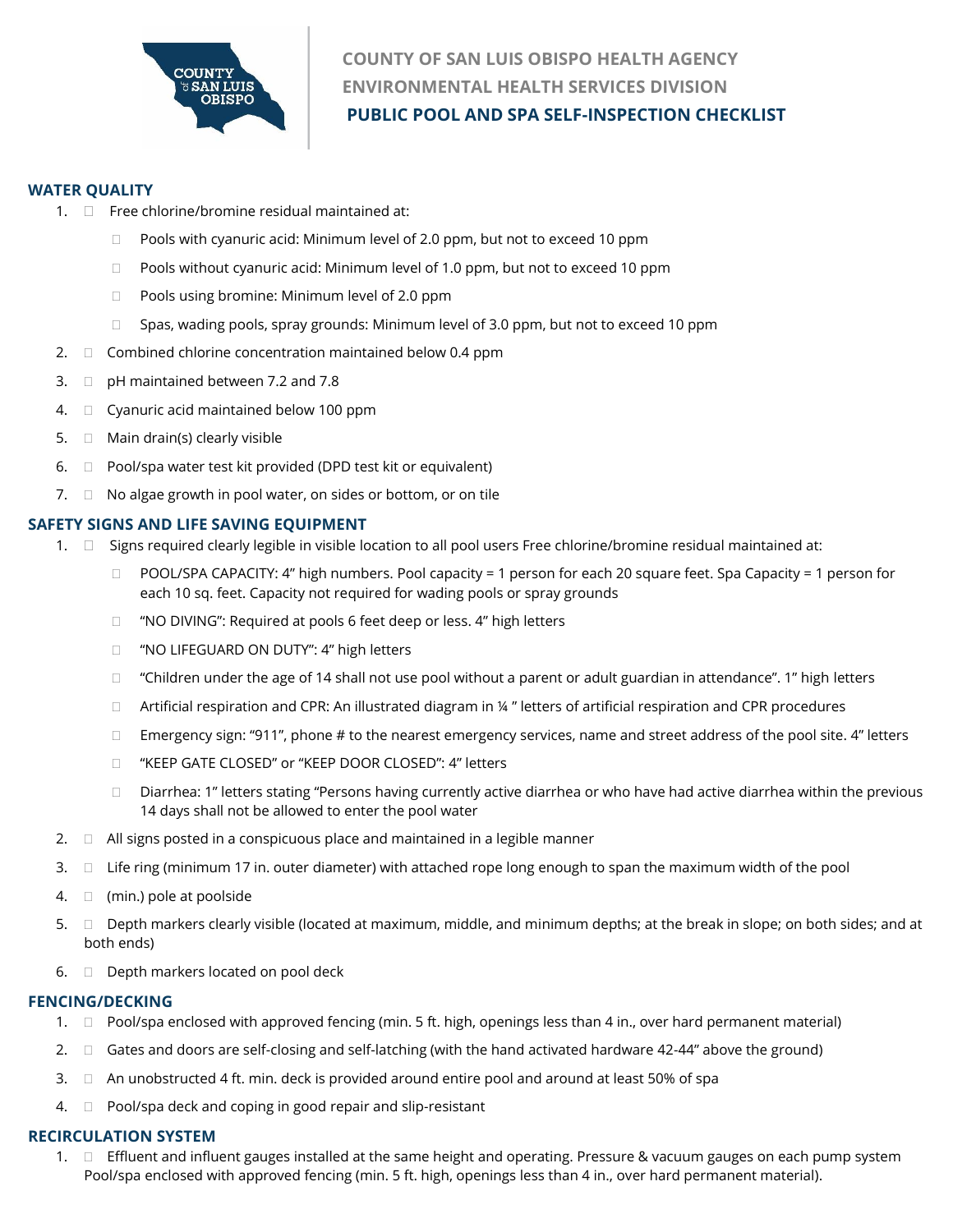# COUNTY OF SAN LUIS OBISPO HEALTH AGENCY
## ENVIRONMENTAL HEALTH SERVICES DIVISION
## PUBLIC POOL AND SPA SELF-INSPECTION CHECKLIST

### WATER QUALITY

1. ☐ Free chlorine/bromine residual maintained at:
   - ☐ Pools with cyanuric acid: Minimum level of 2.0 ppm, but not to exceed 10 ppm
   - ☐ Pools without cyanuric acid: Minimum level of 1.0 ppm, but not to exceed 10 ppm
   - ☐ Pools using bromine: Minimum level of 2.0 ppm
   - ☐ Spas, wading pools, spray grounds: Minimum level of 3.0 ppm, but not to exceed 10 ppm
2. ☐ Combined chlorine concentration maintained below 0.4 ppm
3. ☐ pH maintained between 7.2 and 7.8
4. ☐ Cyanuric acid maintained below 100 ppm
5. ☐ Main drain(s) clearly visible
6. ☐ Pool/spa water test kit provided (DPD test kit or equivalent)
7. ☐ No algae growth in pool water, on sides or bottom, or on tile

### SAFETY SIGNS AND LIFE SAVING EQUIPMENT

1. ☐ Signs required clearly legible in visible location to all pool users Free chlorine/bromine residual maintained at:
   - ☐ POOL/SPA CAPACITY: 4" high numbers. Pool capacity = 1 person for each 20 square feet. Spa Capacity = 1 person for each 10 sq. feet. Capacity not required for wading pools or spray grounds
   - ☐ "NO DIVING": Required at pools 6 feet deep or less. 4" high letters
   - ☐ "NO LIFEGUARD ON DUTY": 4" high letters
   - ☐ "Children under the age of 14 shall not use pool without a parent or adult guardian in attendance". 1" high letters
   - ☐ Artificial respiration and CPR: An illustrated diagram in ¼ " letters of artificial respiration and CPR procedures
   - ☐ Emergency sign: "911", phone # to the nearest emergency services, name and street address of the pool site. 4" letters
   - ☐ "KEEP GATE CLOSED" or "KEEP DOOR CLOSED": 4" letters
   - ☐ Diarrhea: 1" letters stating "Persons having currently active diarrhea or who have had active diarrhea within the previous 14 days shall not be allowed to enter the pool water
2. ☐ All signs posted in a conspicuous place and maintained in a legible manner
3. ☐ Life ring (minimum 17 in. outer diameter) with attached rope long enough to span the maximum width of the pool
4. ☐ (min.) pole at poolside
5. ☐ Depth markers clearly visible (located at maximum, middle, and minimum depths; at the break in slope; on both sides; and at both ends)
6. ☐ Depth markers located on pool deck

### FENCING/DECKING

1. ☐ Pool/spa enclosed with approved fencing (min. 5 ft. high, openings less than 4 in., over hard permanent material)
2. ☐ Gates and doors are self-closing and self-latching (with the hand activated hardware 42-44" above the ground)
3. ☐ An unobstructed 4 ft. min. deck is provided around entire pool and around at least 50% of spa
4. ☐ Pool/spa deck and coping in good repair and slip-resistant

### RECIRCULATION SYSTEM

1. ☐ Effluent and influent gauges installed at the same height and operating. Pressure & vacuum gauges on each pump system Pool/spa enclosed with approved fencing (min. 5 ft. high, openings less than 4 in., over hard permanent material).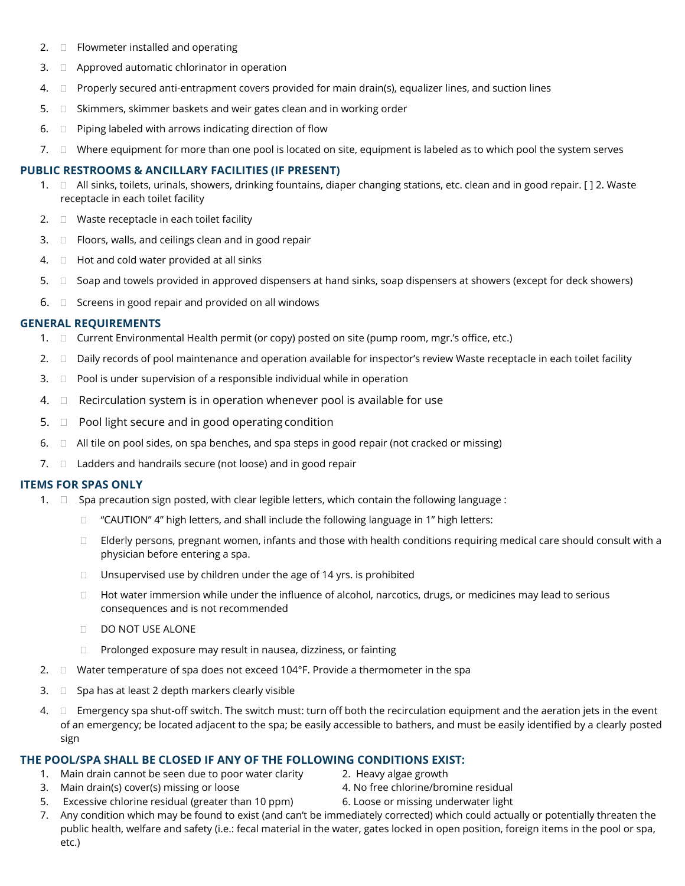2. ☐ Flowmeter installed and operating
3. ☐ Approved automatic chlorinator in operation
4. ☐ Properly secured anti-entrapment covers provided for main drain(s), equalizer lines, and suction lines
5. ☐ Skimmers, skimmer baskets and weir gates clean and in working order
6. ☐ Piping labeled with arrows indicating direction of flow
7. ☐ Where equipment for more than one pool is located on site, equipment is labeled as to which pool the system serves

### PUBLIC RESTROOMS & ANCILLARY FACILITIES (IF PRESENT)

1. ☐ All sinks, toilets, urinals, showers, drinking fountains, diaper changing stations, etc. clean and in good repair. [ ] 2. Waste receptacle in each toilet facility
2. ☐ Waste receptacle in each toilet facility
3. ☐ Floors, walls, and ceilings clean and in good repair
4. ☐ Hot and cold water provided at all sinks
5. ☐ Soap and towels provided in approved dispensers at hand sinks, soap dispensers at showers (except for deck showers)
6. ☐ Screens in good repair and provided on all windows

### GENERAL REQUIREMENTS

1. ☐ Current Environmental Health permit (or copy) posted on site (pump room, mgr.'s office, etc.)
2. ☐ Daily records of pool maintenance and operation available for inspector's review Waste receptacle in each toilet facility
3. ☐ Pool is under supervision of a responsible individual while in operation
4. ☐ Recirculation system is in operation whenever pool is available for use
5. ☐ Pool light secure and in good operating condition
6. ☐ All tile on pool sides, on spa benches, and spa steps in good repair (not cracked or missing)
7. ☐ Ladders and handrails secure (not loose) and in good repair

### ITEMS FOR SPAS ONLY

1. ☐ Spa precaution sign posted, with clear legible letters, which contain the following language :
   - ☐ "CAUTION" 4" high letters, and shall include the following language in 1" high letters:
   - ☐ Elderly persons, pregnant women, infants and those with health conditions requiring medical care should consult with a physician before entering a spa.
   - ☐ Unsupervised use by children under the age of 14 yrs. is prohibited
   - ☐ Hot water immersion while under the influence of alcohol, narcotics, drugs, or medicines may lead to serious consequences and is not recommended
   - ☐ DO NOT USE ALONE
   - ☐ Prolonged exposure may result in nausea, dizziness, or fainting
2. ☐ Water temperature of spa does not exceed 104°F. Provide a thermometer in the spa
3. ☐ Spa has at least 2 depth markers clearly visible
4. ☐ Emergency spa shut-off switch. The switch must: turn off both the recirculation equipment and the aeration jets in the event of an emergency; be located adjacent to the spa; be easily accessible to bathers, and must be easily identified by a clearly posted sign

### THE POOL/SPA SHALL BE CLOSED IF ANY OF THE FOLLOWING CONDITIONS EXIST:

1. Main drain cannot be seen due to poor water clarity
2. Heavy algae growth
3. Main drain(s) cover(s) missing or loose
4. No free chlorine/bromine residual
5. Excessive chlorine residual (greater than 10 ppm)
6. Loose or missing underwater light
7. Any condition which may be found to exist (and can't be immediately corrected) which could actually or potentially threaten the public health, welfare and safety (i.e.: fecal material in the water, gates locked in open position, foreign items in the pool or spa, etc.)